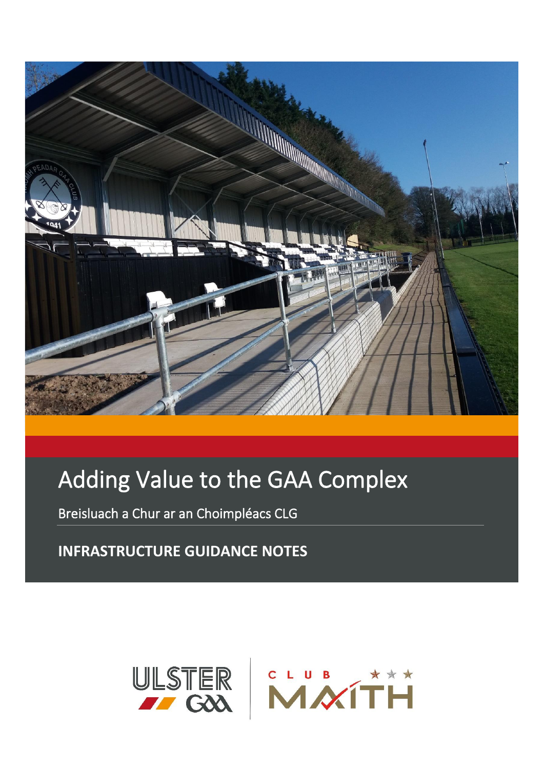# Adding Value to the GAA Complex

Breisluach a Chur ar an Choimpléacs CLG

**INFRASTRUCTURE GUIDANCE NOTES**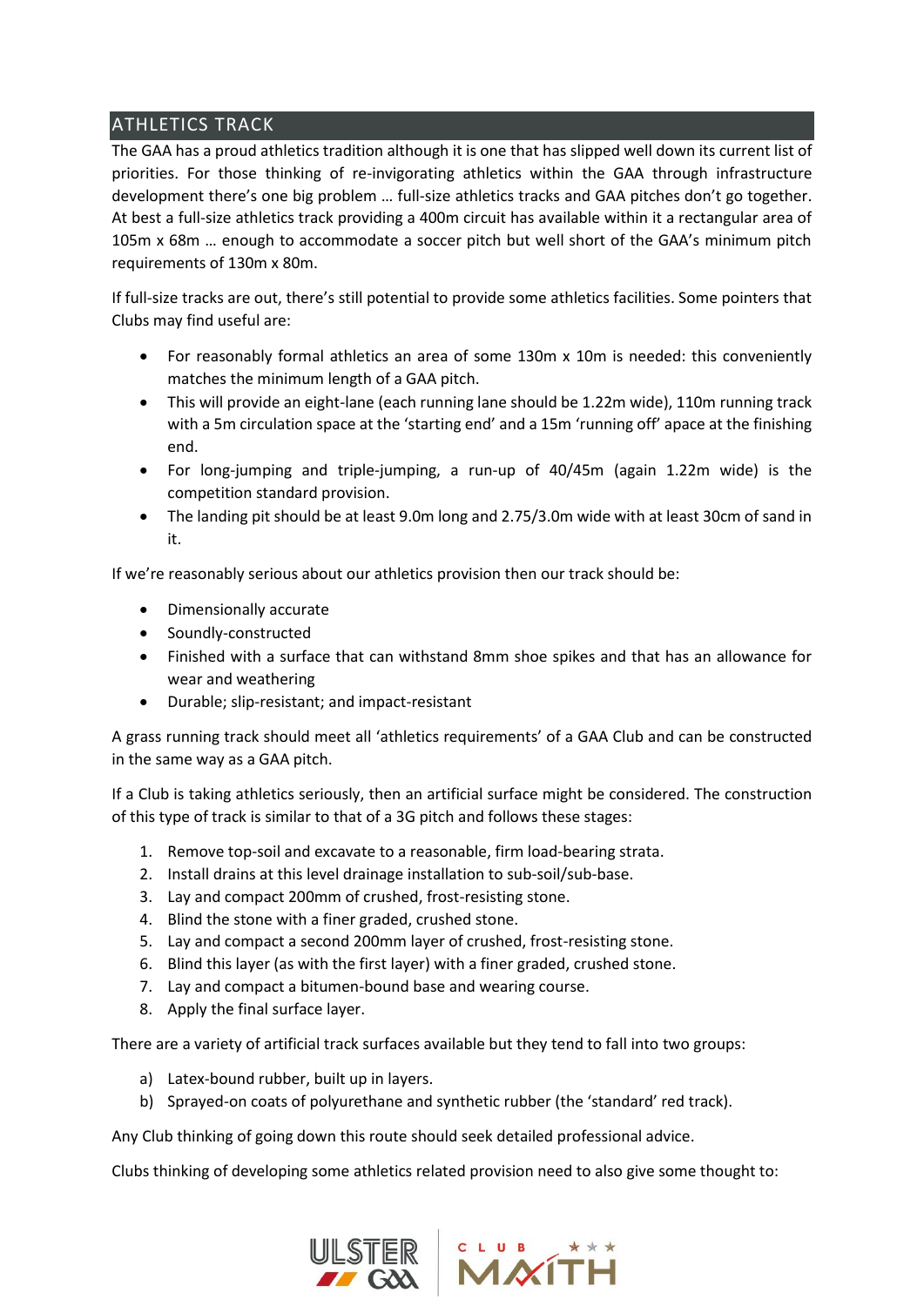## ATHLETICS TRACK

The GAA has a proud athletics tradition although it is one that has slipped well down its current list of priorities. For those thinking of re-invigorating athletics within the GAA through infrastructure development there's one big problem … full-size athletics tracks and GAA pitches don't go together. At best a full-size athletics track providing a 400m circuit has available within it a rectangular area of 105m x 68m … enough to accommodate a soccer pitch but well short of the GAA's minimum pitch requirements of 130m x 80m.

If full-size tracks are out, there's still potential to provide some athletics facilities. Some pointers that Clubs may find useful are:

- For reasonably formal athletics an area of some 130m x 10m is needed: this conveniently matches the minimum length of a GAA pitch.
- This will provide an eight-lane (each running lane should be 1.22m wide), 110m running track with a 5m circulation space at the 'starting end' and a 15m 'running off' apace at the finishing end.
- For long-jumping and triple-jumping, a run-up of 40/45m (again 1.22m wide) is the competition standard provision.
- The landing pit should be at least 9.0m long and 2.75/3.0m wide with at least 30cm of sand in it.

If we're reasonably serious about our athletics provision then our track should be:

- Dimensionally accurate
- Soundly-constructed
- Finished with a surface that can withstand 8mm shoe spikes and that has an allowance for wear and weathering
- Durable; slip-resistant; and impact-resistant

A grass running track should meet all 'athletics requirements' of a GAA Club and can be constructed in the same way as a GAA pitch.

If a Club is taking athletics seriously, then an artificial surface might be considered. The construction of this type of track is similar to that of a 3G pitch and follows these stages:

1. Remove top-soil and excavate to a reasonable, firm load-bearing strata.
2. Install drains at this level drainage installation to sub-soil/sub-base.
3. Lay and compact 200mm of crushed, frost-resisting stone.
4. Blind the stone with a finer graded, crushed stone.
5. Lay and compact a second 200mm layer of crushed, frost-resisting stone.
6. Blind this layer (as with the first layer) with a finer graded, crushed stone.
7. Lay and compact a bitumen-bound base and wearing course.
8. Apply the final surface layer.

There are a variety of artificial track surfaces available but they tend to fall into two groups:

a) Latex-bound rubber, built up in layers.
b) Sprayed-on coats of polyurethane and synthetic rubber (the 'standard' red track).

Any Club thinking of going down this route should seek detailed professional advice.

Clubs thinking of developing some athletics related provision need to also give some thought to: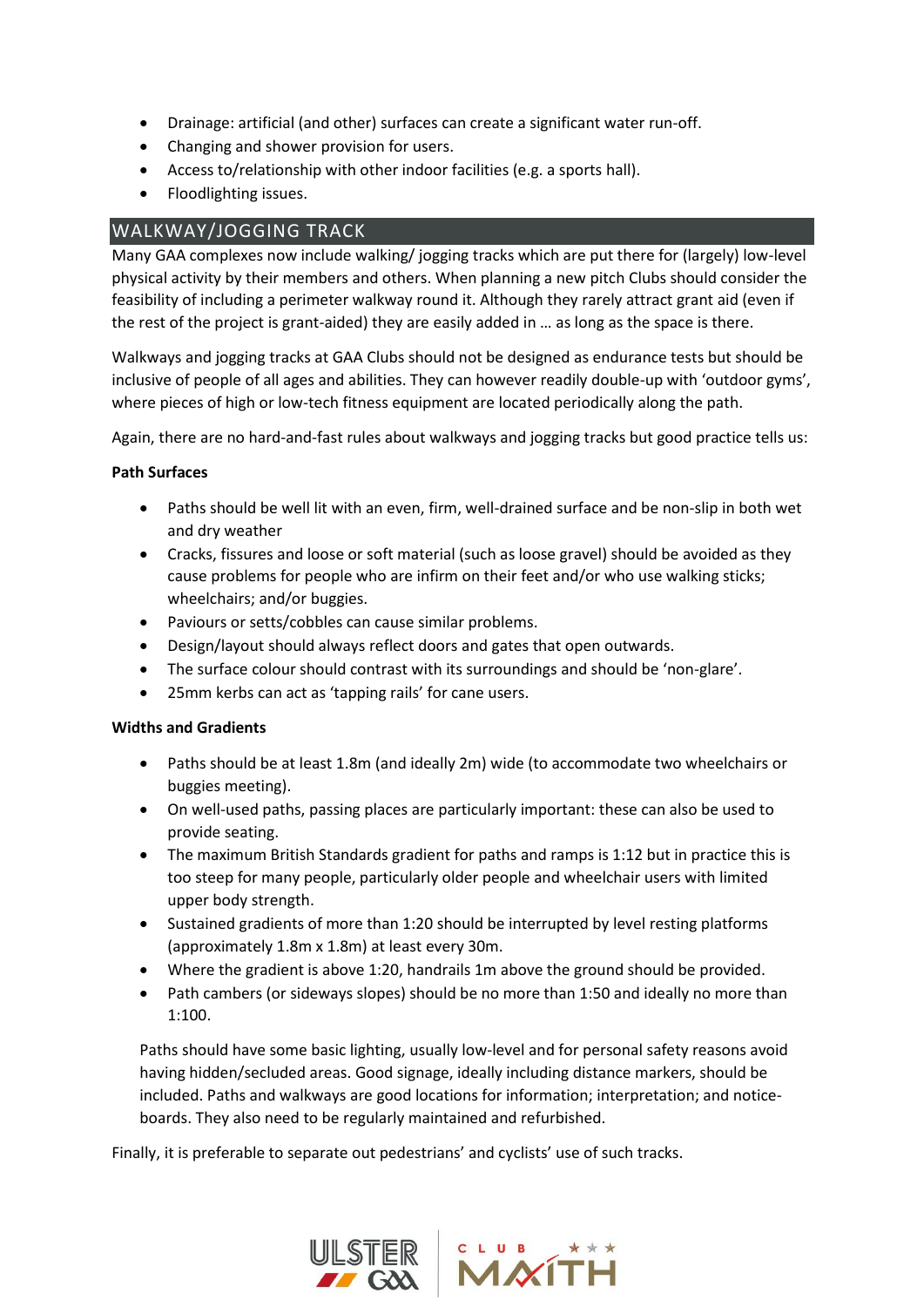- Drainage: artificial (and other) surfaces can create a significant water run-off.
- Changing and shower provision for users.
- Access to/relationship with other indoor facilities (e.g. a sports hall).
- Floodlighting issues.

## WALKWAY/JOGGING TRACK

Many GAA complexes now include walking/ jogging tracks which are put there for (largely) low-level physical activity by their members and others. When planning a new pitch Clubs should consider the feasibility of including a perimeter walkway round it. Although they rarely attract grant aid (even if the rest of the project is grant-aided) they are easily added in … as long as the space is there.

Walkways and jogging tracks at GAA Clubs should not be designed as endurance tests but should be inclusive of people of all ages and abilities. They can however readily double-up with 'outdoor gyms', where pieces of high or low-tech fitness equipment are located periodically along the path.

Again, there are no hard-and-fast rules about walkways and jogging tracks but good practice tells us:

**Path Surfaces**

- Paths should be well lit with an even, firm, well-drained surface and be non-slip in both wet and dry weather
- Cracks, fissures and loose or soft material (such as loose gravel) should be avoided as they cause problems for people who are infirm on their feet and/or who use walking sticks; wheelchairs; and/or buggies.
- Paviours or setts/cobbles can cause similar problems.
- Design/layout should always reflect doors and gates that open outwards.
- The surface colour should contrast with its surroundings and should be 'non-glare'.
- 25mm kerbs can act as 'tapping rails' for cane users.

**Widths and Gradients**

- Paths should be at least 1.8m (and ideally 2m) wide (to accommodate two wheelchairs or buggies meeting).
- On well-used paths, passing places are particularly important: these can also be used to provide seating.
- The maximum British Standards gradient for paths and ramps is 1:12 but in practice this is too steep for many people, particularly older people and wheelchair users with limited upper body strength.
- Sustained gradients of more than 1:20 should be interrupted by level resting platforms (approximately 1.8m x 1.8m) at least every 30m.
- Where the gradient is above 1:20, handrails 1m above the ground should be provided.
- Path cambers (or sideways slopes) should be no more than 1:50 and ideally no more than 1:100.

Paths should have some basic lighting, usually low-level and for personal safety reasons avoid having hidden/secluded areas. Good signage, ideally including distance markers, should be included. Paths and walkways are good locations for information; interpretation; and notice-boards. They also need to be regularly maintained and refurbished.

Finally, it is preferable to separate out pedestrians' and cyclists' use of such tracks.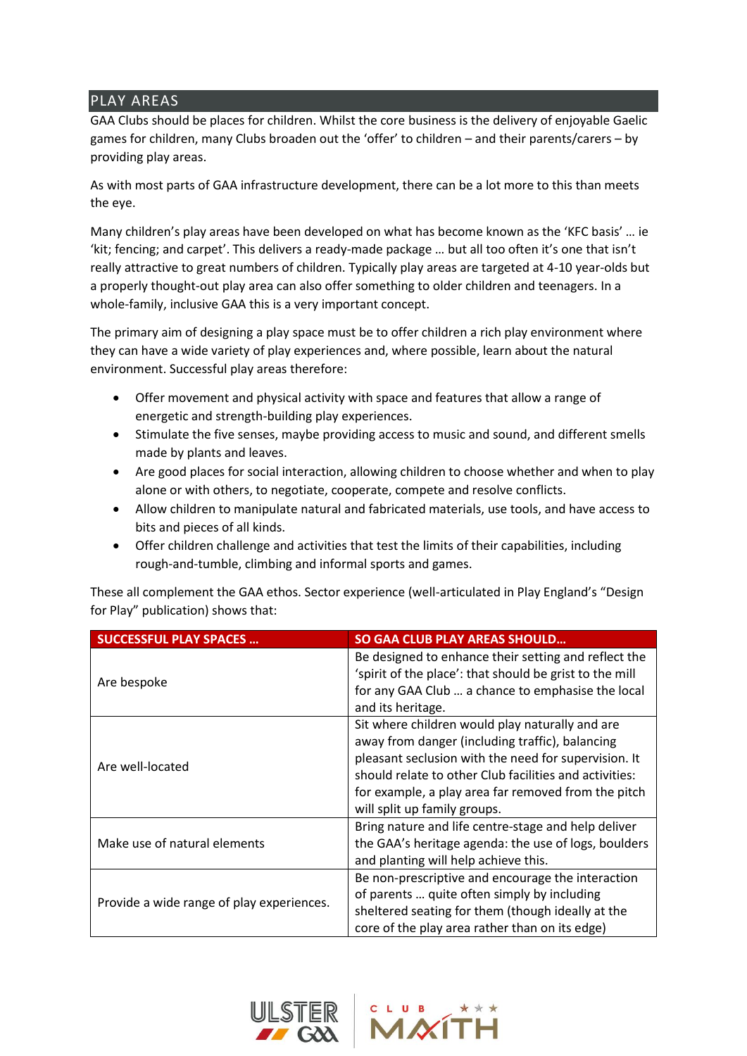## PLAY AREAS

GAA Clubs should be places for children. Whilst the core business is the delivery of enjoyable Gaelic games for children, many Clubs broaden out the 'offer' to children – and their parents/carers – by providing play areas.

As with most parts of GAA infrastructure development, there can be a lot more to this than meets the eye.

Many children's play areas have been developed on what has become known as the 'KFC basis' … ie 'kit; fencing; and carpet'. This delivers a ready-made package … but all too often it's one that isn't really attractive to great numbers of children. Typically play areas are targeted at 4-10 year-olds but a properly thought-out play area can also offer something to older children and teenagers. In a whole-family, inclusive GAA this is a very important concept.

The primary aim of designing a play space must be to offer children a rich play environment where they can have a wide variety of play experiences and, where possible, learn about the natural environment. Successful play areas therefore:

- Offer movement and physical activity with space and features that allow a range of energetic and strength-building play experiences.
- Stimulate the five senses, maybe providing access to music and sound, and different smells made by plants and leaves.
- Are good places for social interaction, allowing children to choose whether and when to play alone or with others, to negotiate, cooperate, compete and resolve conflicts.
- Allow children to manipulate natural and fabricated materials, use tools, and have access to bits and pieces of all kinds.
- Offer children challenge and activities that test the limits of their capabilities, including rough-and-tumble, climbing and informal sports and games.

These all complement the GAA ethos. Sector experience (well-articulated in Play England's "Design for Play" publication) shows that:

| SUCCESSFUL PLAY SPACES … | SO GAA CLUB PLAY AREAS SHOULD… |
| --- | --- |
| Are bespoke | Be designed to enhance their setting and reflect the 'spirit of the place': that should be grist to the mill for any GAA Club … a chance to emphasise the local and its heritage. |
| Are well-located | Sit where children would play naturally and are away from danger (including traffic), balancing pleasant seclusion with the need for supervision. It should relate to other Club facilities and activities: for example, a play area far removed from the pitch will split up family groups. |
| Make use of natural elements | Bring nature and life centre-stage and help deliver the GAA's heritage agenda: the use of logs, boulders and planting will help achieve this. |
| Provide a wide range of play experiences. | Be non-prescriptive and encourage the interaction of parents … quite often simply by including sheltered seating for them (though ideally at the core of the play area rather than on its edge) |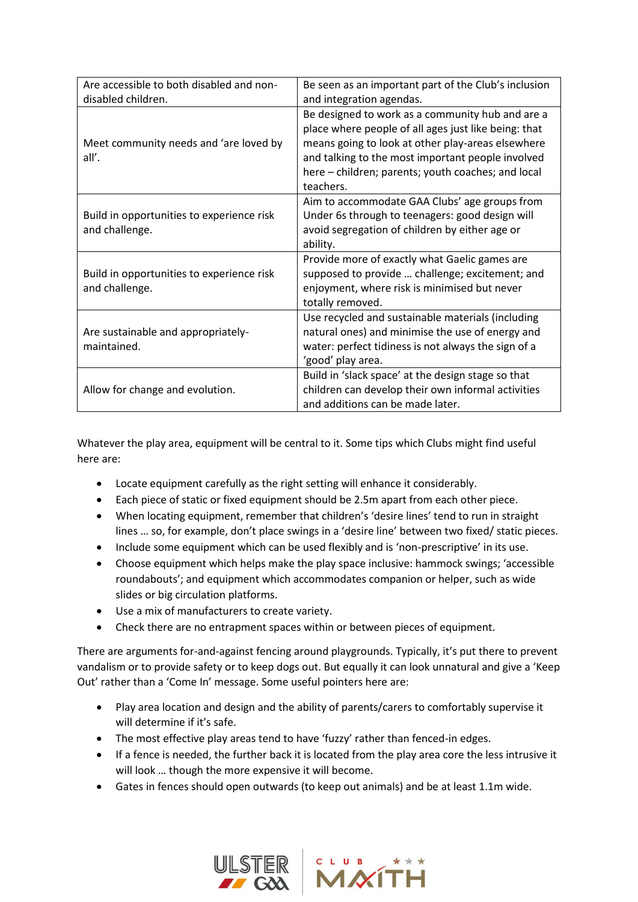| Are accessible to both disabled and non-disabled children. | Be seen as an important part of the Club's inclusion and integration agendas. |
|---|---|
| Meet community needs and 'are loved by all'. | Be designed to work as a community hub and are a place where people of all ages just like being: that means going to look at other play-areas elsewhere and talking to the most important people involved here – children; parents; youth coaches; and local teachers. |
| Build in opportunities to experience risk and challenge. | Aim to accommodate GAA Clubs' age groups from Under 6s through to teenagers: good design will avoid segregation of children by either age or ability. |
| Build in opportunities to experience risk and challenge. | Provide more of exactly what Gaelic games are supposed to provide … challenge; excitement; and enjoyment, where risk is minimised but never totally removed. |
| Are sustainable and appropriately-maintained. | Use recycled and sustainable materials (including natural ones) and minimise the use of energy and water: perfect tidiness is not always the sign of a 'good' play area. |
| Allow for change and evolution. | Build in 'slack space' at the design stage so that children can develop their own informal activities and additions can be made later. |

Whatever the play area, equipment will be central to it. Some tips which Clubs might find useful here are:

- Locate equipment carefully as the right setting will enhance it considerably.
- Each piece of static or fixed equipment should be 2.5m apart from each other piece.
- When locating equipment, remember that children's 'desire lines' tend to run in straight lines … so, for example, don't place swings in a 'desire line' between two fixed/ static pieces.
- Include some equipment which can be used flexibly and is 'non-prescriptive' in its use.
- Choose equipment which helps make the play space inclusive: hammock swings; 'accessible roundabouts'; and equipment which accommodates companion or helper, such as wide slides or big circulation platforms.
- Use a mix of manufacturers to create variety.
- Check there are no entrapment spaces within or between pieces of equipment.

There are arguments for-and-against fencing around playgrounds. Typically, it's put there to prevent vandalism or to provide safety or to keep dogs out. But equally it can look unnatural and give a 'Keep Out' rather than a 'Come In' message. Some useful pointers here are:

- Play area location and design and the ability of parents/carers to comfortably supervise it will determine if it's safe.
- The most effective play areas tend to have 'fuzzy' rather than fenced-in edges.
- If a fence is needed, the further back it is located from the play area core the less intrusive it will look … though the more expensive it will become.
- Gates in fences should open outwards (to keep out animals) and be at least 1.1m wide.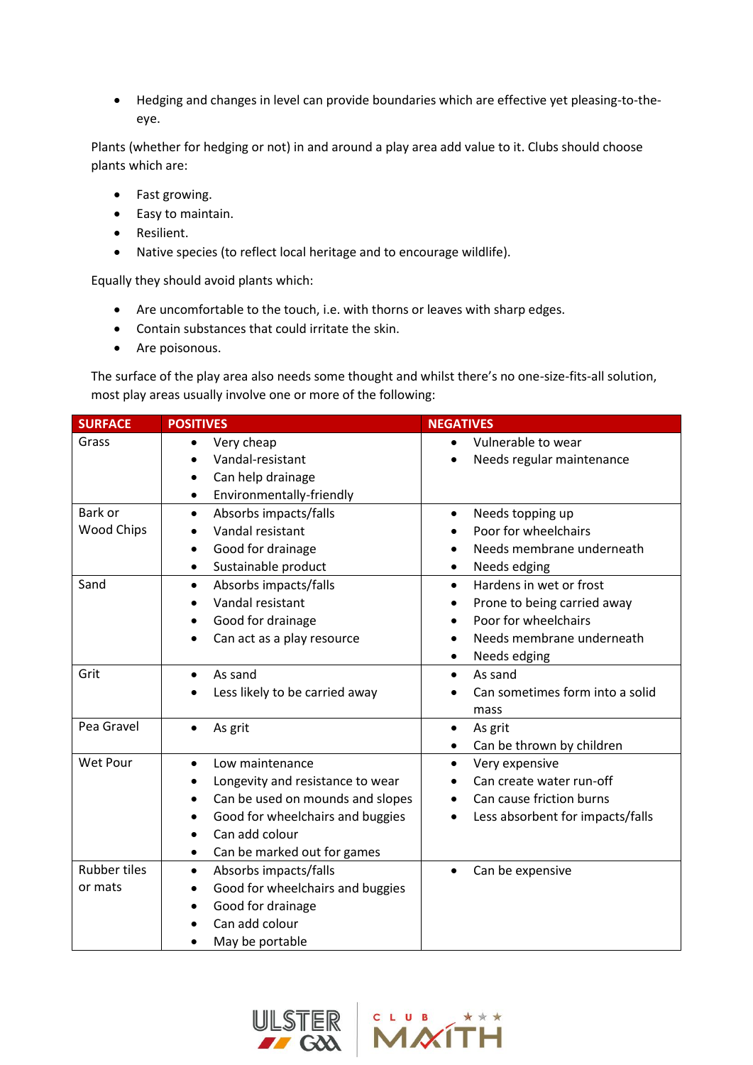- Hedging and changes in level can provide boundaries which are effective yet pleasing-to-the-eye.

Plants (whether for hedging or not) in and around a play area add value to it. Clubs should choose plants which are:

- Fast growing.
- Easy to maintain.
- Resilient.
- Native species (to reflect local heritage and to encourage wildlife).

Equally they should avoid plants which:

- Are uncomfortable to the touch, i.e. with thorns or leaves with sharp edges.
- Contain substances that could irritate the skin.
- Are poisonous.

The surface of the play area also needs some thought and whilst there's no one-size-fits-all solution, most play areas usually involve one or more of the following:

| SURFACE | POSITIVES | NEGATIVES |
|---|---|---|
| Grass | • Very cheap<br>• Vandal-resistant<br>• Can help drainage<br>• Environmentally-friendly | • Vulnerable to wear<br>• Needs regular maintenance |
| Bark or Wood Chips | • Absorbs impacts/falls<br>• Vandal resistant<br>• Good for drainage<br>• Sustainable product | • Needs topping up<br>• Poor for wheelchairs<br>• Needs membrane underneath<br>• Needs edging |
| Sand | • Absorbs impacts/falls<br>• Vandal resistant<br>• Good for drainage<br>• Can act as a play resource | • Hardens in wet or frost<br>• Prone to being carried away<br>• Poor for wheelchairs<br>• Needs membrane underneath<br>• Needs edging |
| Grit | • As sand<br>• Less likely to be carried away | • As sand<br>• Can sometimes form into a solid mass |
| Pea Gravel | • As grit | • As grit<br>• Can be thrown by children |
| Wet Pour | • Low maintenance<br>• Longevity and resistance to wear<br>• Can be used on mounds and slopes<br>• Good for wheelchairs and buggies<br>• Can add colour<br>• Can be marked out for games | • Very expensive<br>• Can create water run-off<br>• Can cause friction burns<br>• Less absorbent for impacts/falls |
| Rubber tiles or mats | • Absorbs impacts/falls<br>• Good for wheelchairs and buggies<br>• Good for drainage<br>• Can add colour<br>• May be portable | • Can be expensive |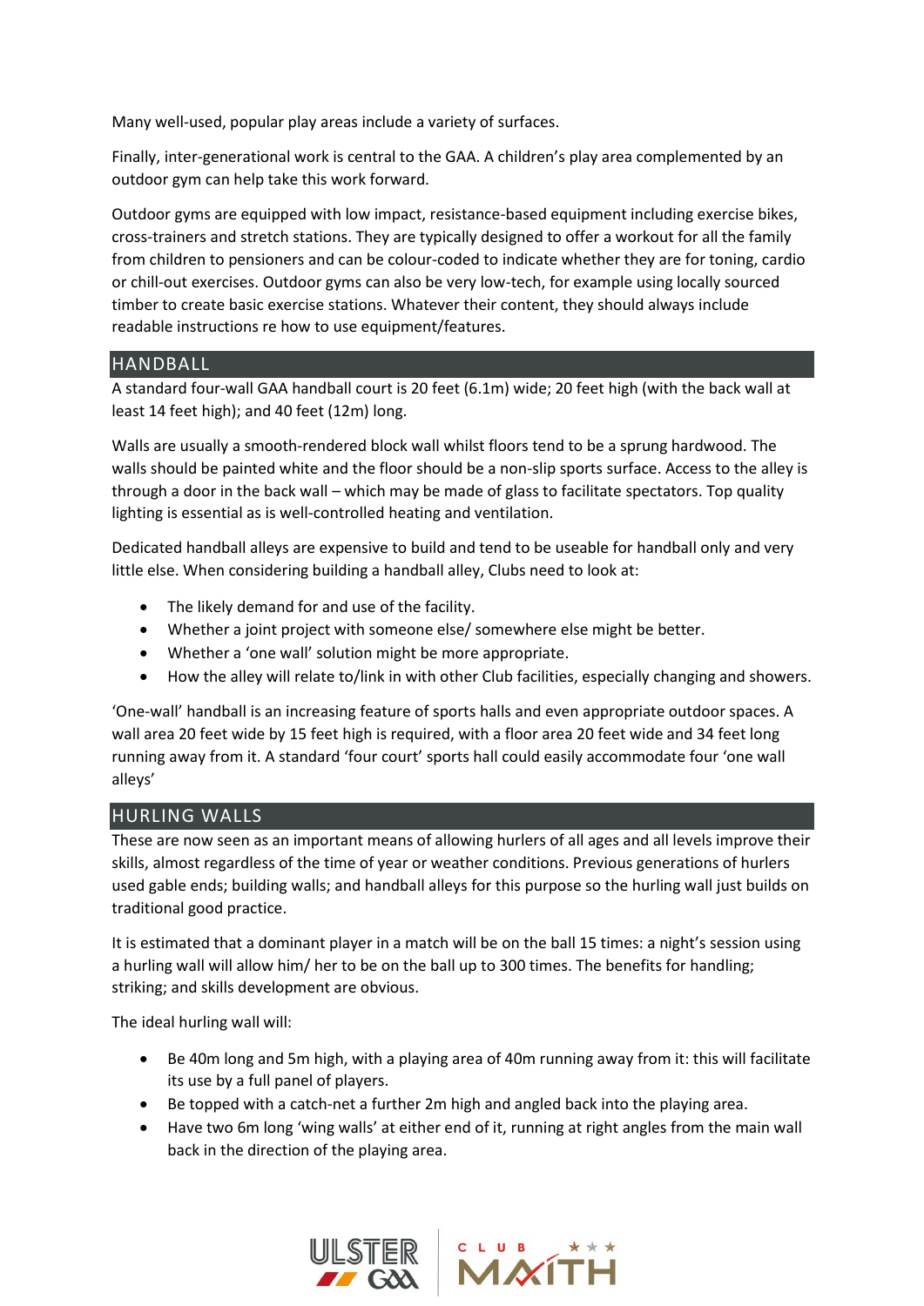Many well-used, popular play areas include a variety of surfaces.

Finally, inter-generational work is central to the GAA. A children's play area complemented by an outdoor gym can help take this work forward.

Outdoor gyms are equipped with low impact, resistance-based equipment including exercise bikes, cross-trainers and stretch stations. They are typically designed to offer a workout for all the family from children to pensioners and can be colour-coded to indicate whether they are for toning, cardio or chill-out exercises. Outdoor gyms can also be very low-tech, for example using locally sourced timber to create basic exercise stations. Whatever their content, they should always include readable instructions re how to use equipment/features.

## HANDBALL

A standard four-wall GAA handball court is 20 feet (6.1m) wide; 20 feet high (with the back wall at least 14 feet high); and 40 feet (12m) long.

Walls are usually a smooth-rendered block wall whilst floors tend to be a sprung hardwood. The walls should be painted white and the floor should be a non-slip sports surface. Access to the alley is through a door in the back wall – which may be made of glass to facilitate spectators. Top quality lighting is essential as is well-controlled heating and ventilation.

Dedicated handball alleys are expensive to build and tend to be useable for handball only and very little else. When considering building a handball alley, Clubs need to look at:

- The likely demand for and use of the facility.
- Whether a joint project with someone else/ somewhere else might be better.
- Whether a 'one wall' solution might be more appropriate.
- How the alley will relate to/link in with other Club facilities, especially changing and showers.

'One-wall' handball is an increasing feature of sports halls and even appropriate outdoor spaces. A wall area 20 feet wide by 15 feet high is required, with a floor area 20 feet wide and 34 feet long running away from it. A standard 'four court' sports hall could easily accommodate four 'one wall alleys'

## HURLING WALLS

These are now seen as an important means of allowing hurlers of all ages and all levels improve their skills, almost regardless of the time of year or weather conditions. Previous generations of hurlers used gable ends; building walls; and handball alleys for this purpose so the hurling wall just builds on traditional good practice.

It is estimated that a dominant player in a match will be on the ball 15 times: a night's session using a hurling wall will allow him/ her to be on the ball up to 300 times. The benefits for handling; striking; and skills development are obvious.

The ideal hurling wall will:

- Be 40m long and 5m high, with a playing area of 40m running away from it: this will facilitate its use by a full panel of players.
- Be topped with a catch-net a further 2m high and angled back into the playing area.
- Have two 6m long 'wing walls' at either end of it, running at right angles from the main wall back in the direction of the playing area.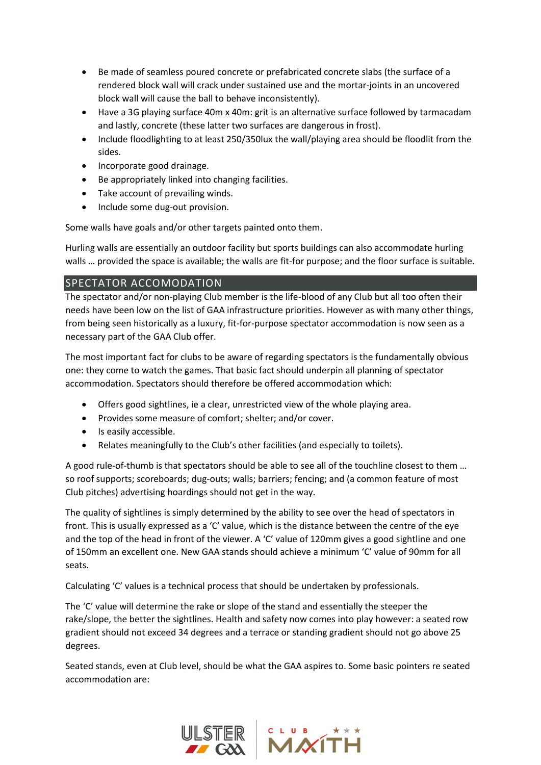- Be made of seamless poured concrete or prefabricated concrete slabs (the surface of a rendered block wall will crack under sustained use and the mortar-joints in an uncovered block wall will cause the ball to behave inconsistently).
- Have a 3G playing surface 40m x 40m: grit is an alternative surface followed by tarmacadam and lastly, concrete (these latter two surfaces are dangerous in frost).
- Include floodlighting to at least 250/350lux the wall/playing area should be floodlit from the sides.
- Incorporate good drainage.
- Be appropriately linked into changing facilities.
- Take account of prevailing winds.
- Include some dug-out provision.

Some walls have goals and/or other targets painted onto them.

Hurling walls are essentially an outdoor facility but sports buildings can also accommodate hurling walls … provided the space is available; the walls are fit-for purpose; and the floor surface is suitable.

## SPECTATOR ACCOMODATION

The spectator and/or non-playing Club member is the life-blood of any Club but all too often their needs have been low on the list of GAA infrastructure priorities. However as with many other things, from being seen historically as a luxury, fit-for-purpose spectator accommodation is now seen as a necessary part of the GAA Club offer.

The most important fact for clubs to be aware of regarding spectators is the fundamentally obvious one: they come to watch the games. That basic fact should underpin all planning of spectator accommodation. Spectators should therefore be offered accommodation which:

- Offers good sightlines, ie a clear, unrestricted view of the whole playing area.
- Provides some measure of comfort; shelter; and/or cover.
- Is easily accessible.
- Relates meaningfully to the Club's other facilities (and especially to toilets).

A good rule-of-thumb is that spectators should be able to see all of the touchline closest to them … so roof supports; scoreboards; dug-outs; walls; barriers; fencing; and (a common feature of most Club pitches) advertising hoardings should not get in the way.

The quality of sightlines is simply determined by the ability to see over the head of spectators in front. This is usually expressed as a 'C' value, which is the distance between the centre of the eye and the top of the head in front of the viewer. A 'C' value of 120mm gives a good sightline and one of 150mm an excellent one. New GAA stands should achieve a minimum 'C' value of 90mm for all seats.

Calculating 'C' values is a technical process that should be undertaken by professionals.

The 'C' value will determine the rake or slope of the stand and essentially the steeper the rake/slope, the better the sightlines. Health and safety now comes into play however: a seated row gradient should not exceed 34 degrees and a terrace or standing gradient should not go above 25 degrees.

Seated stands, even at Club level, should be what the GAA aspires to. Some basic pointers re seated accommodation are: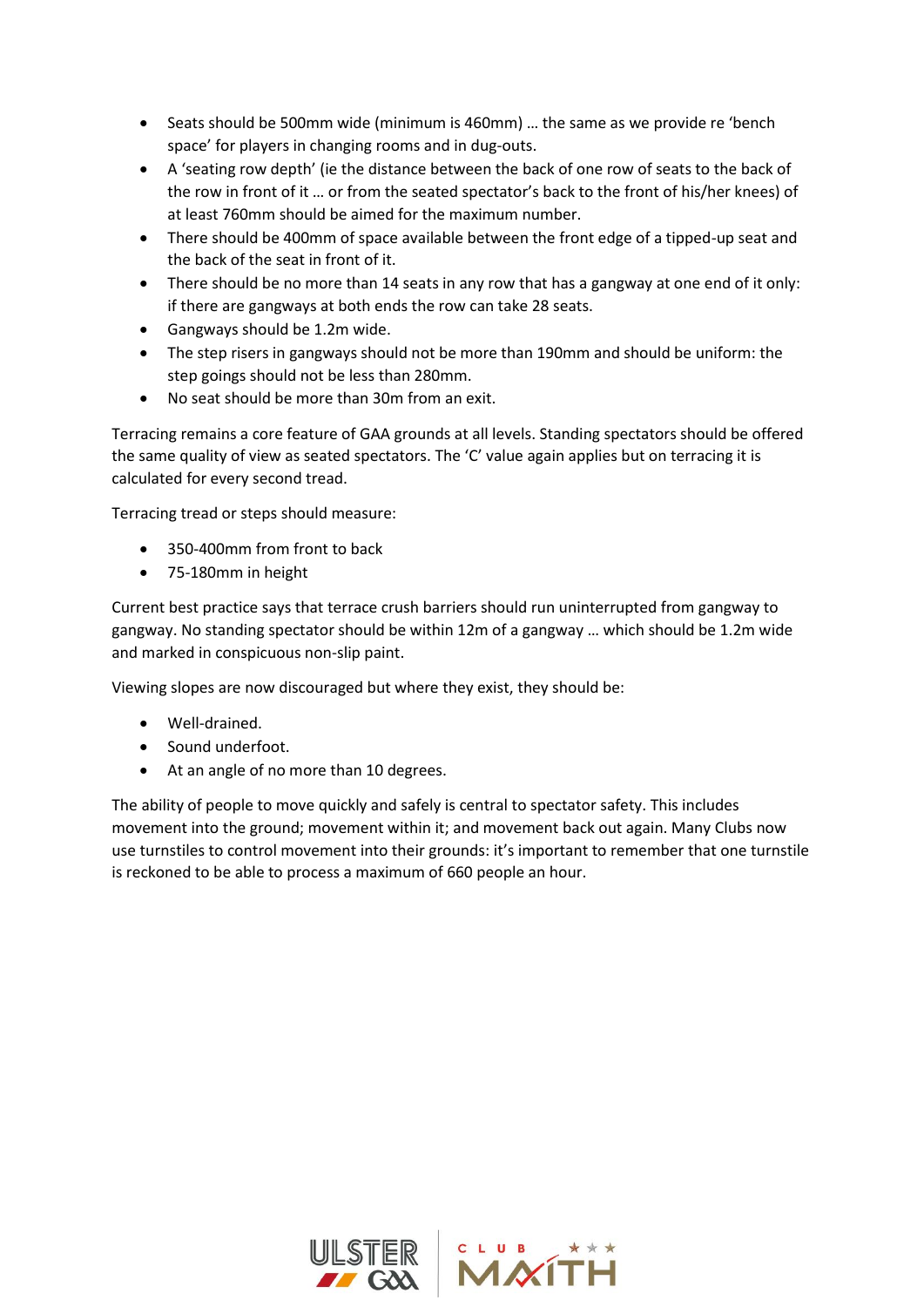- Seats should be 500mm wide (minimum is 460mm) … the same as we provide re 'bench space' for players in changing rooms and in dug-outs.
- A 'seating row depth' (ie the distance between the back of one row of seats to the back of the row in front of it … or from the seated spectator's back to the front of his/her knees) of at least 760mm should be aimed for the maximum number.
- There should be 400mm of space available between the front edge of a tipped-up seat and the back of the seat in front of it.
- There should be no more than 14 seats in any row that has a gangway at one end of it only: if there are gangways at both ends the row can take 28 seats.
- Gangways should be 1.2m wide.
- The step risers in gangways should not be more than 190mm and should be uniform: the step goings should not be less than 280mm.
- No seat should be more than 30m from an exit.

Terracing remains a core feature of GAA grounds at all levels. Standing spectators should be offered the same quality of view as seated spectators. The 'C' value again applies but on terracing it is calculated for every second tread.

Terracing tread or steps should measure:

- 350-400mm from front to back
- 75-180mm in height

Current best practice says that terrace crush barriers should run uninterrupted from gangway to gangway. No standing spectator should be within 12m of a gangway … which should be 1.2m wide and marked in conspicuous non-slip paint.

Viewing slopes are now discouraged but where they exist, they should be:

- Well-drained.
- Sound underfoot.
- At an angle of no more than 10 degrees.

The ability of people to move quickly and safely is central to spectator safety. This includes movement into the ground; movement within it; and movement back out again. Many Clubs now use turnstiles to control movement into their grounds: it's important to remember that one turnstile is reckoned to be able to process a maximum of 660 people an hour.